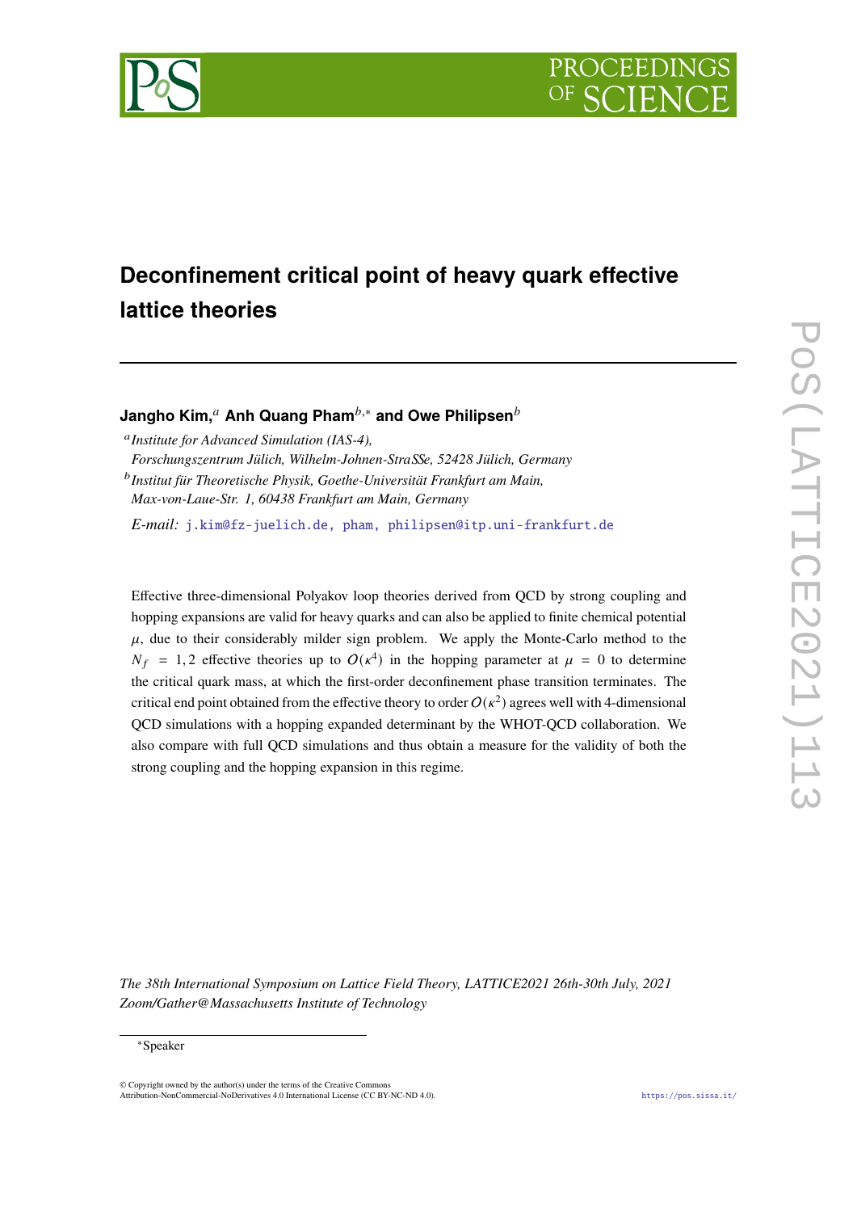# Deconfinement critical point of heavy quark effective lattice theories

**Jangho Kim,**[a] **Anh Quang Pham**[b,*] **and Owe Philipsen**[b]

[a] *Institute for Advanced Simulation (IAS-4), Forschungszentrum Jülich, Wilhelm-Johnen-StraSSe, 52428 Jülich, Germany*

[b] *Institut für Theoretische Physik, Goethe-Universität Frankfurt am Main, Max-von-Laue-Str. 1, 60438 Frankfurt am Main, Germany*

*E-mail:* j.kim@fz-juelich.de, pham, philipsen@itp.uni-frankfurt.de

Effective three-dimensional Polyakov loop theories derived from QCD by strong coupling and hopping expansions are valid for heavy quarks and can also be applied to finite chemical potential $\mu$, due to their considerably milder sign problem. We apply the Monte-Carlo method to the $N_f = 1, 2$ effective theories up to $O(\kappa^4)$ in the hopping parameter at $\mu = 0$ to determine the critical quark mass, at which the first-order deconfinement phase transition terminates. The critical end point obtained from the effective theory to order $O(\kappa^2)$ agrees well with 4-dimensional QCD simulations with a hopping expanded determinant by the WHOT-QCD collaboration. We also compare with full QCD simulations and thus obtain a measure for the validity of both the strong coupling and the hopping expansion in this regime.

*The 38th International Symposium on Lattice Field Theory, LATTICE2021 26th-30th July, 2021 Zoom/Gather@Massachusetts Institute of Technology*

[*] Speaker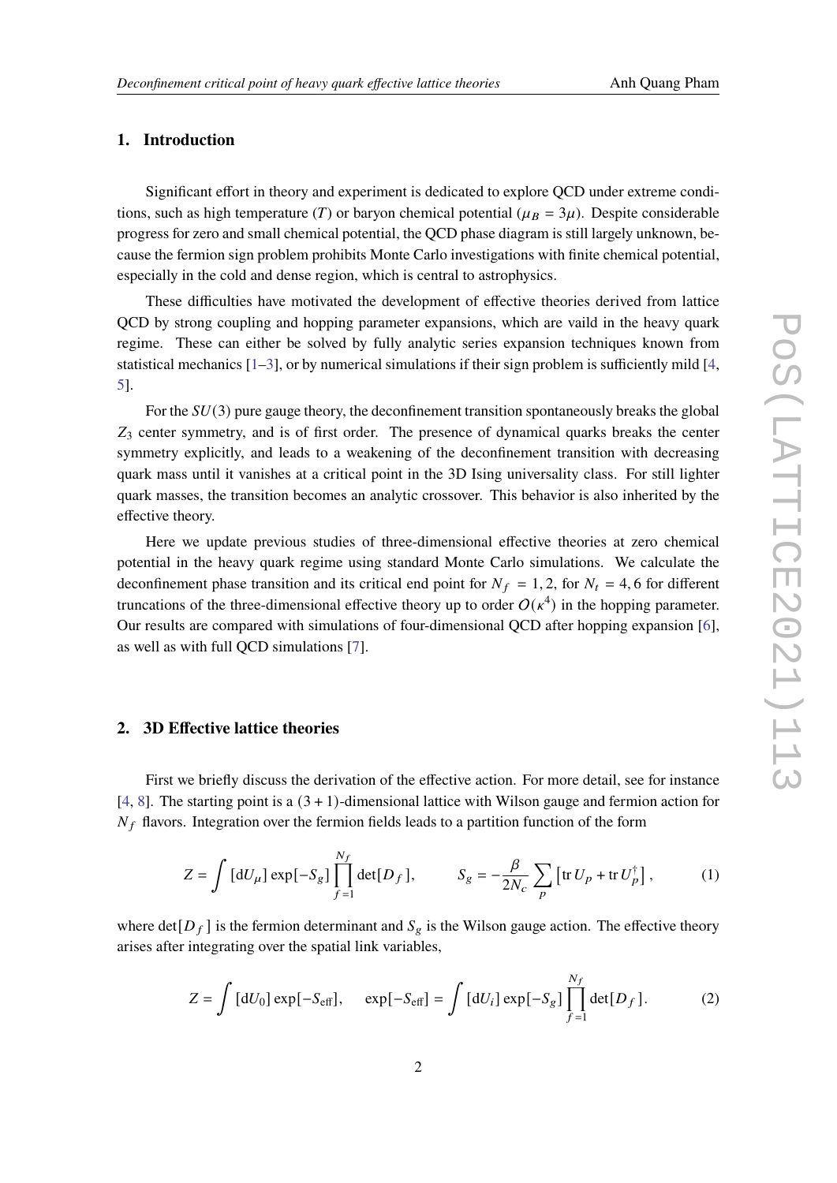## 1. Introduction

Significant effort in theory and experiment is dedicated to explore QCD under extreme conditions, such as high temperature ($T$) or baryon chemical potential ($\mu_B = 3\mu$). Despite considerable progress for zero and small chemical potential, the QCD phase diagram is still largely unknown, because the fermion sign problem prohibits Monte Carlo investigations with finite chemical potential, especially in the cold and dense region, which is central to astrophysics.

These difficulties have motivated the development of effective theories derived from lattice QCD by strong coupling and hopping parameter expansions, which are vaild in the heavy quark regime. These can either be solved by fully analytic series expansion techniques known from statistical mechanics [1–3], or by numerical simulations if their sign problem is sufficiently mild [4, 5].

For the $SU(3)$ pure gauge theory, the deconfinement transition spontaneously breaks the global $Z_3$ center symmetry, and is of first order. The presence of dynamical quarks breaks the center symmetry explicitly, and leads to a weakening of the deconfinement transition with decreasing quark mass until it vanishes at a critical point in the 3D Ising universality class. For still lighter quark masses, the transition becomes an analytic crossover. This behavior is also inherited by the effective theory.

Here we update previous studies of three-dimensional effective theories at zero chemical potential in the heavy quark regime using standard Monte Carlo simulations. We calculate the deconfinement phase transition and its critical end point for $N_f = 1, 2$, for $N_t = 4, 6$ for different truncations of the three-dimensional effective theory up to order $O(\kappa^4)$ in the hopping parameter. Our results are compared with simulations of four-dimensional QCD after hopping expansion [6], as well as with full QCD simulations [7].

## 2. 3D Effective lattice theories

First we briefly discuss the derivation of the effective action. For more detail, see for instance [4, 8]. The starting point is a $(3 + 1)$-dimensional lattice with Wilson gauge and fermion action for $N_f$ flavors. Integration over the fermion fields leads to a partition function of the form

$$Z = \int [\mathrm{d}U_\mu] \exp[-S_g] \prod_{f=1}^{N_f} \det[D_f], \qquad S_g = -\frac{\beta}{2N_c} \sum_p \left[ \operatorname{tr} U_p + \operatorname{tr} U_p^\dagger \right], \tag{1}$$

where $\det[D_f]$ is the fermion determinant and $S_g$ is the Wilson gauge action. The effective theory arises after integrating over the spatial link variables,

$$Z = \int [\mathrm{d}U_0] \exp[-S_{\text{eff}}], \quad \exp[-S_{\text{eff}}] = \int [\mathrm{d}U_i] \exp[-S_g] \prod_{f=1}^{N_f} \det[D_f]. \tag{2}$$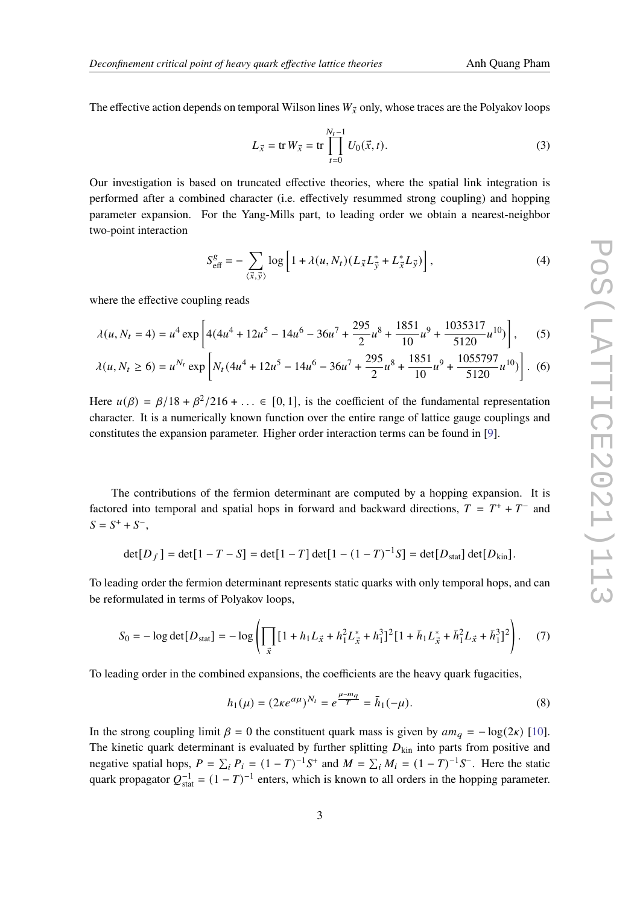The effective action depends on temporal Wilson lines $W_{\vec{x}}$ only, whose traces are the Polyakov loops

$$L_{\vec{x}} = \operatorname{tr} W_{\vec{x}} = \operatorname{tr} \prod_{t=0}^{N_t-1} U_0(\vec{x}, t). \tag{3}$$

Our investigation is based on truncated effective theories, where the spatial link integration is performed after a combined character (i.e. effectively resummed strong coupling) and hopping parameter expansion. For the Yang-Mills part, to leading order we obtain a nearest-neighbor two-point interaction

$$S^g_{\text{eff}} = -\sum_{\langle \vec{x}, \vec{y} \rangle} \log \left[ 1 + \lambda(u, N_t)(L_{\vec{x}} L^*_{\vec{y}} + L^*_{\vec{x}} L_{\vec{y}}) \right], \tag{4}$$

where the effective coupling reads

$$\lambda(u, N_t = 4) = u^4 \exp\left[ 4(4u^4 + 12u^5 - 14u^6 - 36u^7 + \frac{295}{2}u^8 + \frac{1851}{10}u^9 + \frac{1035317}{5120}u^{10}) \right], \tag{5}$$

$$\lambda(u, N_t \geq 6) = u^{N_t} \exp\left[ N_t(4u^4 + 12u^5 - 14u^6 - 36u^7 + \frac{295}{2}u^8 + \frac{1851}{10}u^9 + \frac{1055797}{5120}u^{10}) \right]. \tag{6}$$

Here $u(\beta) = \beta/18 + \beta^2/216 + \ldots \in [0, 1]$, is the coefficient of the fundamental representation character. It is a numerically known function over the entire range of lattice gauge couplings and constitutes the expansion parameter. Higher order interaction terms can be found in [9].

The contributions of the fermion determinant are computed by a hopping expansion. It is factored into temporal and spatial hops in forward and backward directions, $T = T^+ + T^-$ and $S = S^+ + S^-$,

$$\det[D_f] = \det[1 - T - S] = \det[1 - T] \det[1 - (1 - T)^{-1} S] = \det[D_{\text{stat}}] \det[D_{\text{kin}}].$$

To leading order the fermion determinant represents static quarks with only temporal hops, and can be reformulated in terms of Polyakov loops,

$$S_0 = -\log \det[D_{\text{stat}}] = -\log \left( \prod_{\vec{x}} [1 + h_1 L_{\vec{x}} + h_1^2 L^*_{\vec{x}} + h_1^3]^2 [1 + \bar{h}_1 L^*_{\vec{x}} + \bar{h}_1^2 L_{\vec{x}} + \bar{h}_1^3]^2 \right). \tag{7}$$

To leading order in the combined expansions, the coefficients are the heavy quark fugacities,

$$h_1(\mu) = (2\kappa e^{a\mu})^{N_t} = e^{\frac{\mu - m_q}{T}} = \bar{h}_1(-\mu). \tag{8}$$

In the strong coupling limit $\beta = 0$ the constituent quark mass is given by $am_q = -\log(2\kappa)$ [10]. The kinetic quark determinant is evaluated by further splitting $D_{\text{kin}}$ into parts from positive and negative spatial hops, $P = \sum_i P_i = (1 - T)^{-1} S^+$ and $M = \sum_i M_i = (1 - T)^{-1} S^-$. Here the static quark propagator $Q^{-1}_{\text{stat}} = (1 - T)^{-1}$ enters, which is known to all orders in the hopping parameter.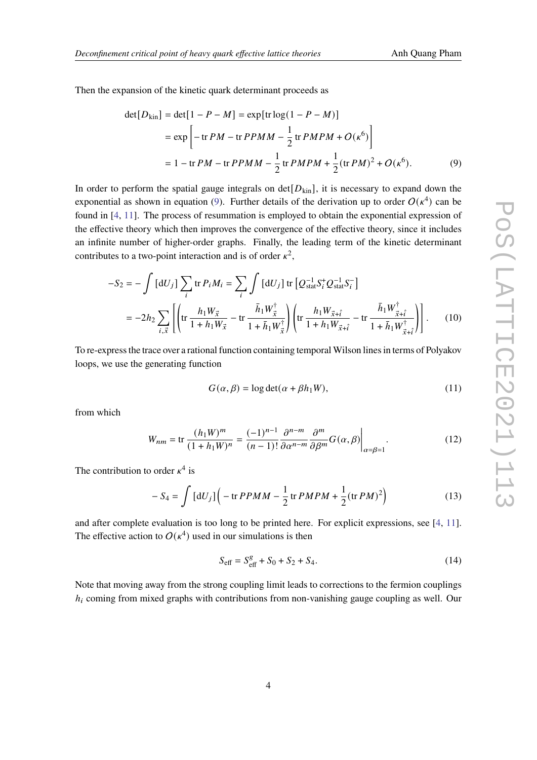Then the expansion of the kinetic quark determinant proceeds as

$$
\begin{aligned}
\det[D_{\text{kin}}] &= \det[1 - P - M] = \exp[\operatorname{tr}\log(1 - P - M)] \\
&= \exp\left[-\operatorname{tr} PM - \operatorname{tr} PPMM - \frac{1}{2}\operatorname{tr} PMPM + O(\kappa^6)\right] \\
&= 1 - \operatorname{tr} PM - \operatorname{tr} PPMM - \frac{1}{2}\operatorname{tr} PMPM + \frac{1}{2}(\operatorname{tr} PM)^2 + O(\kappa^6).
\end{aligned}
\tag{9}
$$

In order to perform the spatial gauge integrals on $\det[D_{\text{kin}}]$, it is necessary to expand down the exponential as shown in equation (9). Further details of the derivation up to order $O(\kappa^4)$ can be found in [4, 11]. The process of resummation is employed to obtain the exponential expression of the effective theory which then improves the convergence of the effective theory, since it includes an infinite number of higher-order graphs. Finally, the leading term of the kinetic determinant contributes to a two-point interaction and is of order $\kappa^2$,

$$
\begin{aligned}
-S_2 &= -\int [\mathrm{d}U_j] \sum_i \operatorname{tr} P_i M_i = \sum_i \int [\mathrm{d}U_j] \operatorname{tr}\left[Q_{\text{stat}}^{-1} S_i^{+} Q_{\text{stat}}^{-1} S_i^{-}\right] \\
&= -2h_2 \sum_{i,\vec{x}} \left[\left(\operatorname{tr}\frac{h_1 W_{\vec{x}}}{1 + h_1 W_{\vec{x}}} - \operatorname{tr}\frac{\bar{h}_1 W_{\vec{x}}^{\dagger}}{1 + \bar{h}_1 W_{\vec{x}}^{\dagger}}\right)\left(\operatorname{tr}\frac{h_1 W_{\vec{x}+\hat{i}}}{1 + h_1 W_{\vec{x}+\hat{i}}} - \operatorname{tr}\frac{\bar{h}_1 W_{\vec{x}+\hat{i}}^{\dagger}}{1 + \bar{h}_1 W_{\vec{x}+\hat{i}}^{\dagger}}\right)\right].
\end{aligned}
\tag{10}
$$

To re-express the trace over a rational function containing temporal Wilson lines in terms of Polyakov loops, we use the generating function

$$
G(\alpha, \beta) = \log\det(\alpha + \beta h_1 W),
\tag{11}
$$

from which

$$
W_{nm} = \operatorname{tr}\frac{(h_1 W)^m}{(1 + h_1 W)^n} = \frac{(-1)^{n-1}}{(n-1)!}\frac{\partial^{n-m}}{\partial\alpha^{n-m}}\frac{\partial^m}{\partial\beta^m} G(\alpha, \beta)\bigg|_{\alpha=\beta=1}.
\tag{12}
$$

The contribution to order $\kappa^4$ is

$$
-S_4 = \int [\mathrm{d}U_j]\Big(-\operatorname{tr} PPMM - \frac{1}{2}\operatorname{tr} PMPM + \frac{1}{2}(\operatorname{tr} PM)^2\Big)
\tag{13}
$$

and after complete evaluation is too long to be printed here. For explicit expressions, see [4, 11]. The effective action to $O(\kappa^4)$ used in our simulations is then

$$
S_{\text{eff}} = S_{\text{eff}}^{g} + S_0 + S_2 + S_4.
\tag{14}
$$

Note that moving away from the strong coupling limit leads to corrections to the fermion couplings $h_i$ coming from mixed graphs with contributions from non-vanishing gauge coupling as well. Our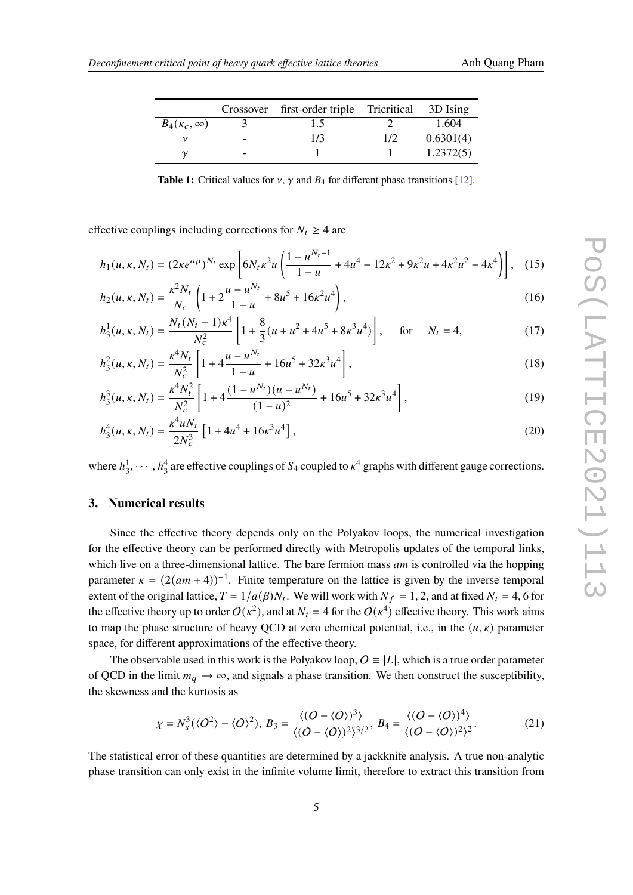| | Crossover | first-order triple | Tricritical | 3D Ising |
|---|---|---|---|---|
| $B_4(\kappa_c, \infty)$ | 3 | 1.5 | 2 | 1.604 |
| $\nu$ | - | 1/3 | 1/2 | 0.6301(4) |
| $\gamma$ | - | 1 | 1 | 1.2372(5) |

**Table 1:** Critical values for $\nu$, $\gamma$ and $B_4$ for different phase transitions [12].

effective couplings including corrections for $N_t \geq 4$ are

$$h_1(u, \kappa, N_t) = (2\kappa e^{a\mu})^{N_t} \exp\left[6N_t\kappa^2 u\left(\frac{1 - u^{N_t - 1}}{1 - u} + 4u^4 - 12\kappa^2 + 9\kappa^2 u + 4\kappa^2 u^2 - 4\kappa^4\right)\right], \quad (15)$$

$$h_2(u, \kappa, N_t) = \frac{\kappa^2 N_t}{N_c}\left(1 + 2\frac{u - u^{N_t}}{1 - u} + 8u^5 + 16\kappa^2 u^4\right), \quad (16)$$

$$h_3^1(u, \kappa, N_t) = \frac{N_t(N_t - 1)\kappa^4}{N_c^2}\left[1 + \frac{8}{3}(u + u^2 + 4u^5 + 8\kappa^3 u^4)\right], \quad \text{for} \quad N_t = 4, \quad (17)$$

$$h_3^2(u, \kappa, N_t) = \frac{\kappa^4 N_t}{N_c^2}\left[1 + 4\frac{u - u^{N_t}}{1 - u} + 16u^5 + 32\kappa^3 u^4\right], \quad (18)$$

$$h_3^3(u, \kappa, N_t) = \frac{\kappa^4 N_t^2}{N_c^2}\left[1 + 4\frac{(1 - u^{N_t})(u - u^{N_t})}{(1 - u)^2} + 16u^5 + 32\kappa^3 u^4\right], \quad (19)$$

$$h_3^4(u, \kappa, N_t) = \frac{\kappa^4 u N_t}{2N_c^3}\left[1 + 4u^4 + 16\kappa^3 u^4\right], \quad (20)$$

where $h_3^1, \cdots, h_3^4$ are effective couplings of $S_4$ coupled to $\kappa^4$ graphs with different gauge corrections.

## 3. Numerical results

Since the effective theory depends only on the Polyakov loops, the numerical investigation for the effective theory can be performed directly with Metropolis updates of the temporal links, which live on a three-dimensional lattice. The bare fermion mass $am$ is controlled via the hopping parameter $\kappa = (2(am + 4))^{-1}$. Finite temperature on the lattice is given by the inverse temporal extent of the original lattice, $T = 1/a(\beta)N_t$. We will work with $N_f = 1, 2$, and at fixed $N_t = 4, 6$ for the effective theory up to order $O(\kappa^2)$, and at $N_t = 4$ for the $O(\kappa^4)$ effective theory. This work aims to map the phase structure of heavy QCD at zero chemical potential, i.e., in the $(u, \kappa)$ parameter space, for different approximations of the effective theory.

The observable used in this work is the Polyakov loop, $O \equiv |L|$, which is a true order parameter of QCD in the limit $m_q \to \infty$, and signals a phase transition. We then construct the susceptibility, the skewness and the kurtosis as

$$\chi = N_s^3(\langle O^2 \rangle - \langle O \rangle^2), \; B_3 = \frac{\langle (O - \langle O \rangle)^3 \rangle}{\langle (O - \langle O \rangle)^2 \rangle^{3/2}}, \; B_4 = \frac{\langle (O - \langle O \rangle)^4 \rangle}{\langle (O - \langle O \rangle)^2 \rangle^2}. \quad (21)$$

The statistical error of these quantities are determined by a jackknife analysis. A true non-analytic phase transition can only exist in the infinite volume limit, therefore to extract this transition from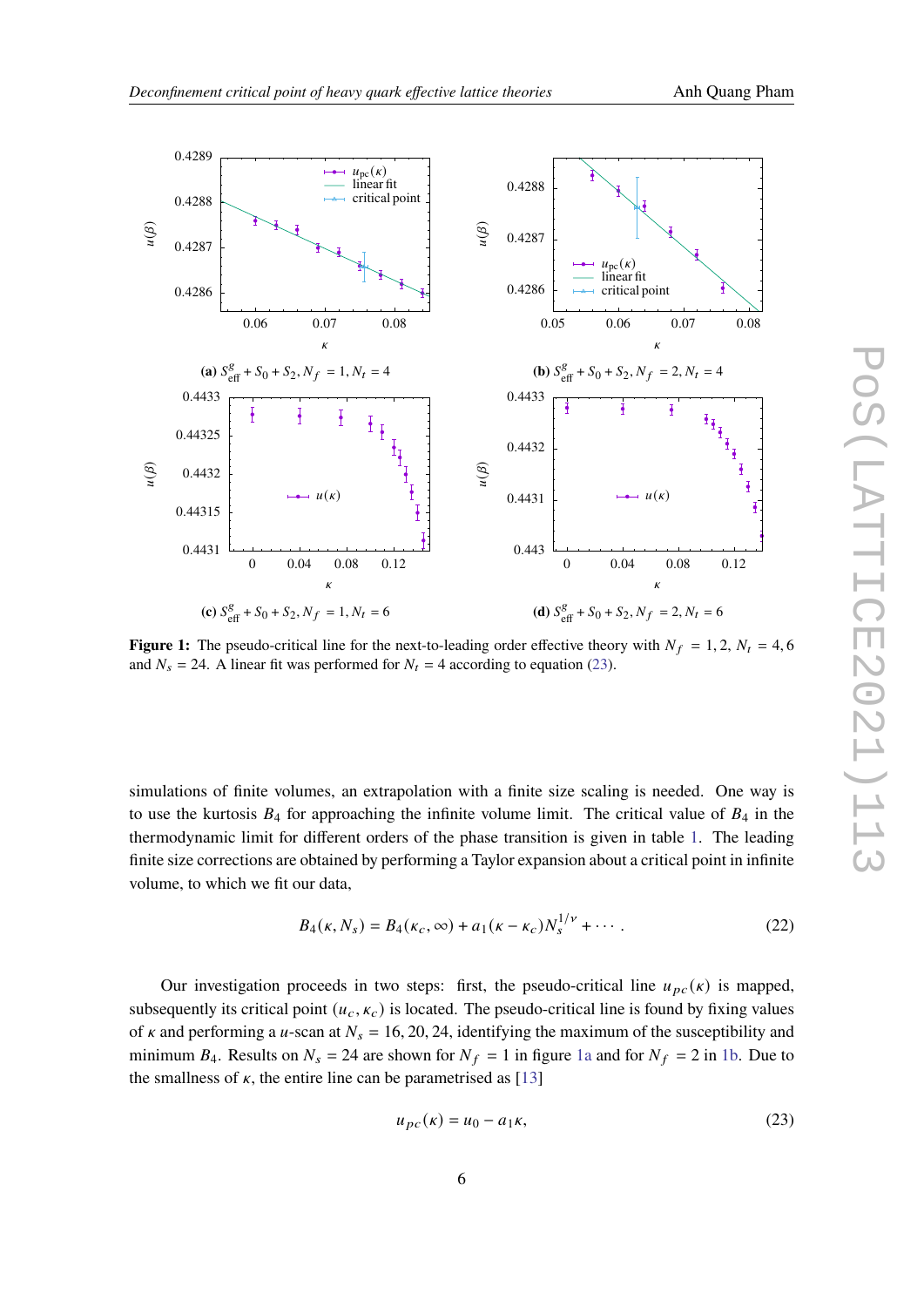(a) $S^g_{\rm eff} + S_0 + S_2, N_f = 1, N_t = 4$

(b) $S^g_{\rm eff} + S_0 + S_2, N_f = 2, N_t = 4$

(c) $S^g_{\rm eff} + S_0 + S_2, N_f = 1, N_t = 6$

(d) $S^g_{\rm eff} + S_0 + S_2, N_f = 2, N_t = 6$

**Figure 1:** The pseudo-critical line for the next-to-leading order effective theory with $N_f = 1, 2$, $N_t = 4, 6$ and $N_s = 24$. A linear fit was performed for $N_t = 4$ according to equation (23).

simulations of finite volumes, an extrapolation with a finite size scaling is needed. One way is to use the kurtosis $B_4$ for approaching the infinite volume limit. The critical value of $B_4$ in the thermodynamic limit for different orders of the phase transition is given in table 1. The leading finite size corrections are obtained by performing a Taylor expansion about a critical point in infinite volume, to which we fit our data,

$$B_4(\kappa, N_s) = B_4(\kappa_c, \infty) + a_1(\kappa - \kappa_c)N_s^{1/\nu} + \cdots . \tag{22}$$

Our investigation proceeds in two steps: first, the pseudo-critical line $u_{pc}(\kappa)$ is mapped, subsequently its critical point $(u_c, \kappa_c)$ is located. The pseudo-critical line is found by fixing values of $\kappa$ and performing a $u$-scan at $N_s = 16, 20, 24$, identifying the maximum of the susceptibility and minimum $B_4$. Results on $N_s = 24$ are shown for $N_f = 1$ in figure 1a and for $N_f = 2$ in 1b. Due to the smallness of $\kappa$, the entire line can be parametrised as [13]

$$u_{pc}(\kappa) = u_0 - a_1\kappa, \tag{23}$$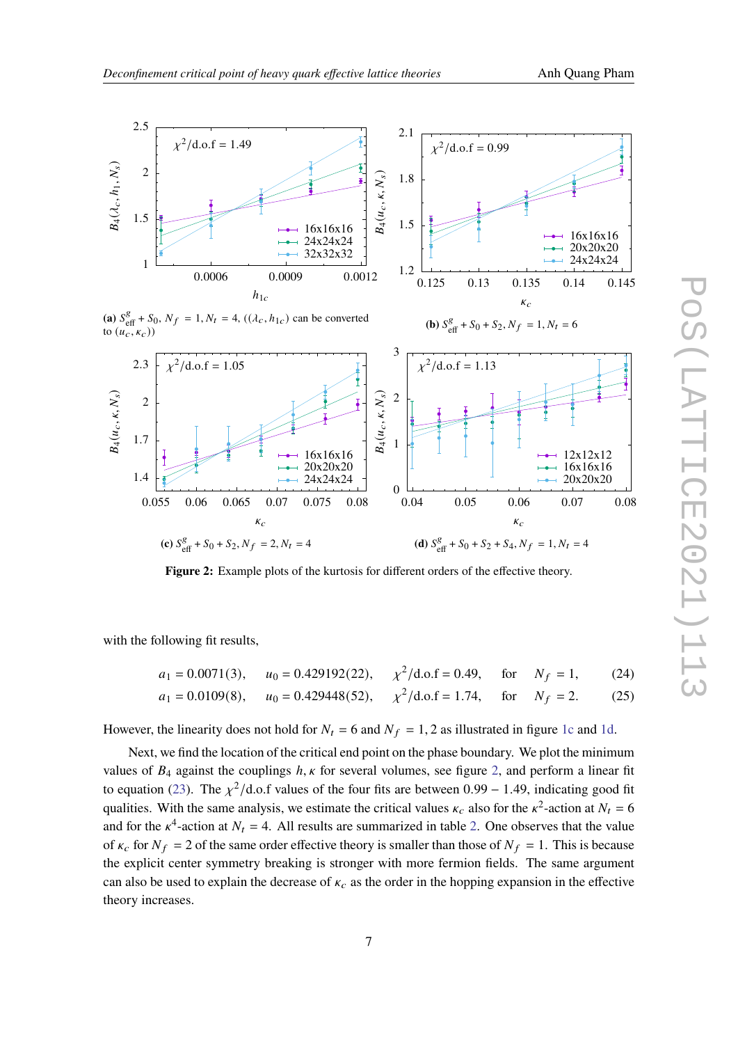(a) $S^g_{\rm eff} + S_0$, $N_f = 1, N_t = 4$, $((\lambda_c, h_{1c})$ can be converted to $(u_c, \kappa_c))$

(b) $S^g_{\rm eff} + S_0 + S_2, N_f = 1, N_t = 6$

(c) $S^g_{\rm eff} + S_0 + S_2, N_f = 2, N_t = 4$

(d) $S^g_{\rm eff} + S_0 + S_2 + S_4, N_f = 1, N_t = 4$

**Figure 2:** Example plots of the kurtosis for different orders of the effective theory.

with the following fit results,

$$a_1 = 0.0071(3), \quad u_0 = 0.429192(22), \quad \chi^2/\text{d.o.f} = 0.49, \quad \text{for} \quad N_f = 1, \tag{24}$$

$$a_1 = 0.0109(8), \quad u_0 = 0.429448(52), \quad \chi^2/\text{d.o.f} = 1.74, \quad \text{for} \quad N_f = 2. \tag{25}$$

However, the linearity does not hold for $N_t = 6$ and $N_f = 1, 2$ as illustrated in figure 1c and 1d.

Next, we find the location of the critical end point on the phase boundary. We plot the minimum values of $B_4$ against the couplings $h, \kappa$ for several volumes, see figure 2, and perform a linear fit to equation (23). The $\chi^2$/d.o.f values of the four fits are between $0.99 - 1.49$, indicating good fit qualities. With the same analysis, we estimate the critical values $\kappa_c$ also for the $\kappa^2$-action at $N_t = 6$ and for the $\kappa^4$-action at $N_t = 4$. All results are summarized in table 2. One observes that the value of $\kappa_c$ for $N_f = 2$ of the same order effective theory is smaller than those of $N_f = 1$. This is because the explicit center symmetry breaking is stronger with more fermion fields. The same argument can also be used to explain the decrease of $\kappa_c$ as the order in the hopping expansion in the effective theory increases.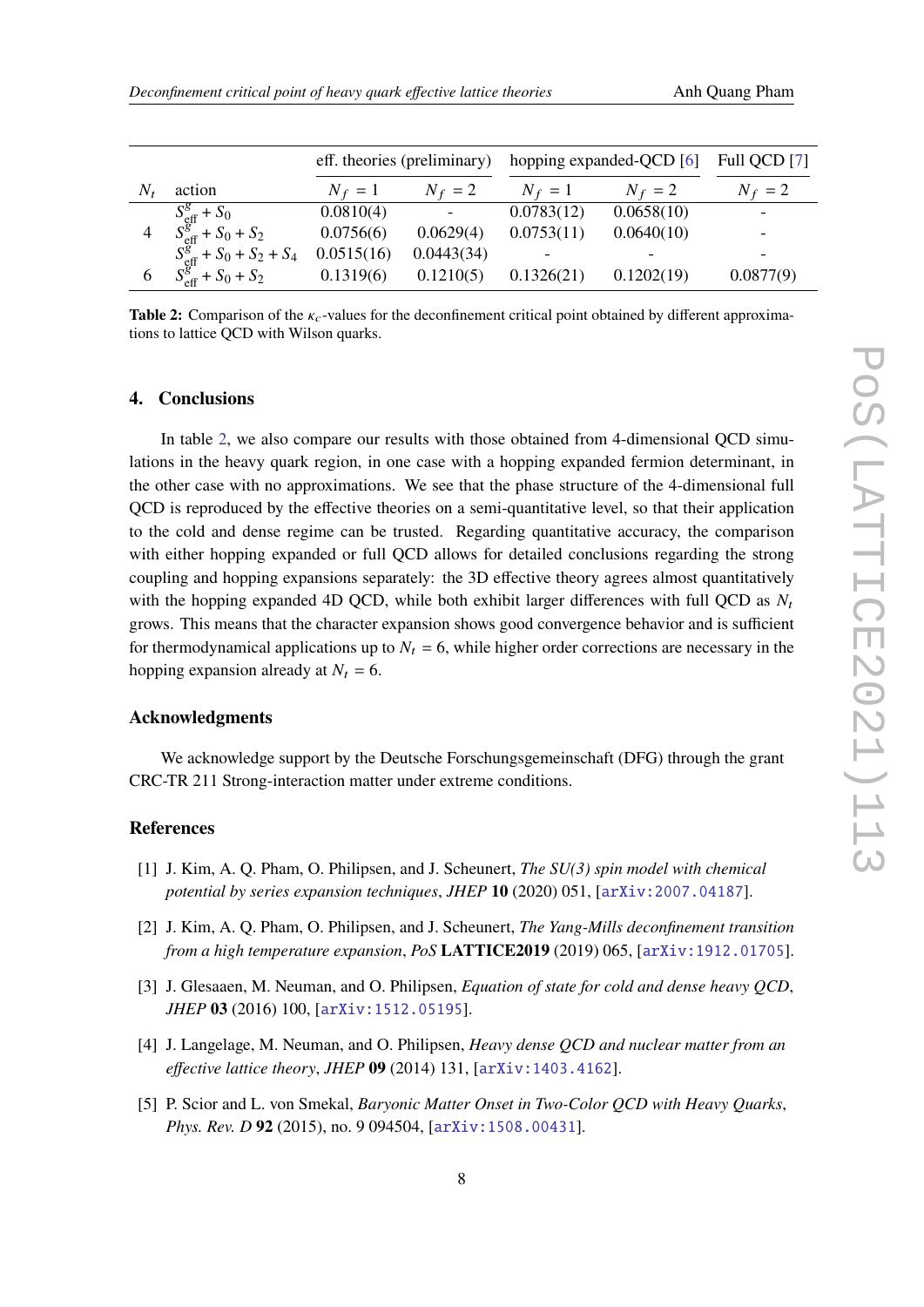| $N_t$ | action | eff. theories (preliminary) | | hopping expanded-QCD [6] | | Full QCD [7] |
|---|---|---|---|---|---|---|
| | | $N_f = 1$ | $N_f = 2$ | $N_f = 1$ | $N_f = 2$ | $N_f = 2$ |
| | $S^g_{\text{eff}} + S_0$ | 0.0810(4) | - | 0.0783(12) | 0.0658(10) | - |
| 4 | $S^g_{\text{eff}} + S_0 + S_2$ | 0.0756(6) | 0.0629(4) | 0.0753(11) | 0.0640(10) | - |
| | $S^g_{\text{eff}} + S_0 + S_2 + S_4$ | 0.0515(16) | 0.0443(34) | - | - | - |
| 6 | $S^g_{\text{eff}} + S_0 + S_2$ | 0.1319(6) | 0.1210(5) | 0.1326(21) | 0.1202(19) | 0.0877(9) |

**Table 2:** Comparison of the $\kappa_c$-values for the deconfinement critical point obtained by different approximations to lattice QCD with Wilson quarks.

## 4. Conclusions

In table 2, we also compare our results with those obtained from 4-dimensional QCD simulations in the heavy quark region, in one case with a hopping expanded fermion determinant, in the other case with no approximations. We see that the phase structure of the 4-dimensional full QCD is reproduced by the effective theories on a semi-quantitative level, so that their application to the cold and dense regime can be trusted. Regarding quantitative accuracy, the comparison with either hopping expanded or full QCD allows for detailed conclusions regarding the strong coupling and hopping expansions separately: the 3D effective theory agrees almost quantitatively with the hopping expanded 4D QCD, while both exhibit larger differences with full QCD as $N_t$ grows. This means that the character expansion shows good convergence behavior and is sufficient for thermodynamical applications up to $N_t = 6$, while higher order corrections are necessary in the hopping expansion already at $N_t = 6$.

## Acknowledgments

We acknowledge support by the Deutsche Forschungsgemeinschaft (DFG) through the grant CRC-TR 211 Strong-interaction matter under extreme conditions.

## References

[1] J. Kim, A. Q. Pham, O. Philipsen, and J. Scheunert, *The SU(3) spin model with chemical potential by series expansion techniques*, *JHEP* **10** (2020) 051, [arXiv:2007.04187].

[2] J. Kim, A. Q. Pham, O. Philipsen, and J. Scheunert, *The Yang-Mills deconfinement transition from a high temperature expansion*, *PoS* **LATTICE2019** (2019) 065, [arXiv:1912.01705].

[3] J. Glesaaen, M. Neuman, and O. Philipsen, *Equation of state for cold and dense heavy QCD*, *JHEP* **03** (2016) 100, [arXiv:1512.05195].

[4] J. Langelage, M. Neuman, and O. Philipsen, *Heavy dense QCD and nuclear matter from an effective lattice theory*, *JHEP* **09** (2014) 131, [arXiv:1403.4162].

[5] P. Scior and L. von Smekal, *Baryonic Matter Onset in Two-Color QCD with Heavy Quarks*, *Phys. Rev. D* **92** (2015), no. 9 094504, [arXiv:1508.00431].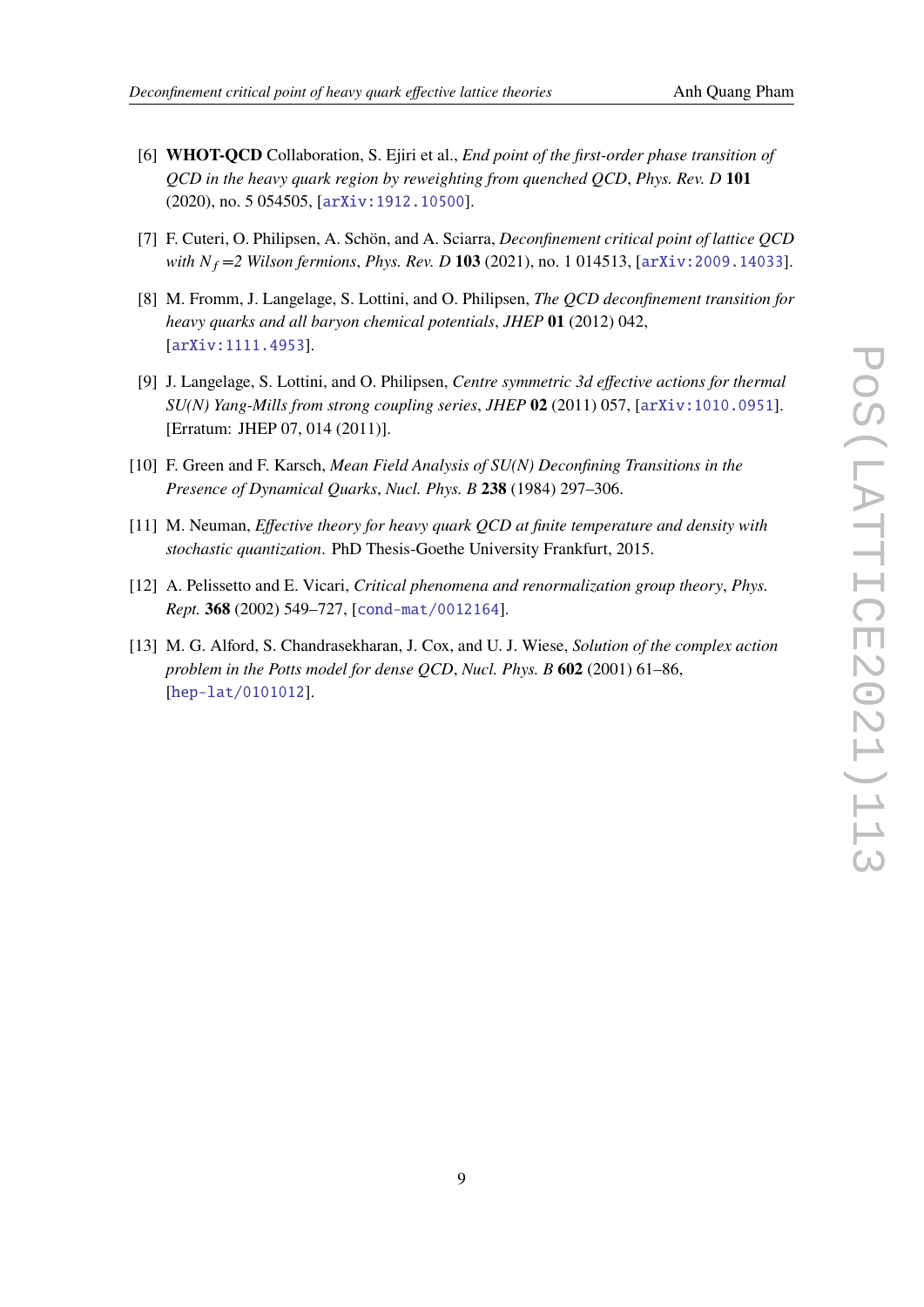[6] **WHOT-QCD** Collaboration, S. Ejiri et al., *End point of the first-order phase transition of QCD in the heavy quark region by reweighting from quenched QCD*, *Phys. Rev. D* **101** (2020), no. 5 054505, [arXiv:1912.10500].

[7] F. Cuteri, O. Philipsen, A. Schön, and A. Sciarra, *Deconfinement critical point of lattice QCD with $N_f$=2 Wilson fermions*, *Phys. Rev. D* **103** (2021), no. 1 014513, [arXiv:2009.14033].

[8] M. Fromm, J. Langelage, S. Lottini, and O. Philipsen, *The QCD deconfinement transition for heavy quarks and all baryon chemical potentials*, *JHEP* **01** (2012) 042, [arXiv:1111.4953].

[9] J. Langelage, S. Lottini, and O. Philipsen, *Centre symmetric 3d effective actions for thermal SU(N) Yang-Mills from strong coupling series*, *JHEP* **02** (2011) 057, [arXiv:1010.0951]. [Erratum: JHEP 07, 014 (2011)].

[10] F. Green and F. Karsch, *Mean Field Analysis of SU(N) Deconfining Transitions in the Presence of Dynamical Quarks*, *Nucl. Phys. B* **238** (1984) 297–306.

[11] M. Neuman, *Effective theory for heavy quark QCD at finite temperature and density with stochastic quantization*. PhD Thesis-Goethe University Frankfurt, 2015.

[12] A. Pelissetto and E. Vicari, *Critical phenomena and renormalization group theory*, *Phys. Rept.* **368** (2002) 549–727, [cond-mat/0012164].

[13] M. G. Alford, S. Chandrasekharan, J. Cox, and U. J. Wiese, *Solution of the complex action problem in the Potts model for dense QCD*, *Nucl. Phys. B* **602** (2001) 61–86, [hep-lat/0101012].